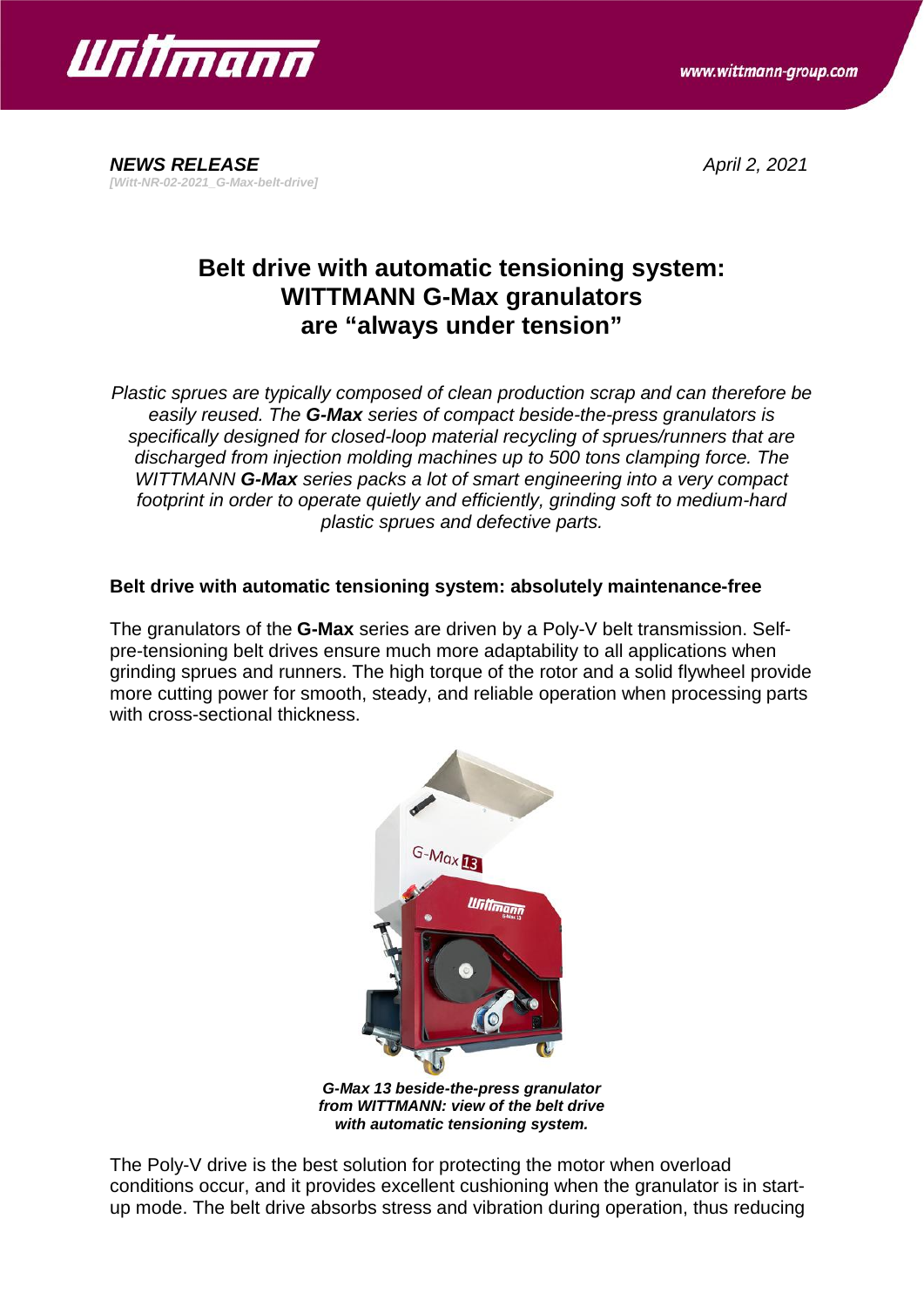***NEWS RELEASE***
***[Witt-NR-02-2021_G-Max-belt-drive]***

*April 2, 2021*

# Belt drive with automatic tensioning system: WITTMANN G-Max granulators are "always under tension"

*Plastic sprues are typically composed of clean production scrap and can therefore be easily reused. The **G-Max** series of compact beside-the-press granulators is specifically designed for closed-loop material recycling of sprues/runners that are discharged from injection molding machines up to 500 tons clamping force. The WITTMANN **G-Max** series packs a lot of smart engineering into a very compact footprint in order to operate quietly and efficiently, grinding soft to medium-hard plastic sprues and defective parts.*

## Belt drive with automatic tensioning system: absolutely maintenance-free

The granulators of the **G-Max** series are driven by a Poly-V belt transmission. Self-pre-tensioning belt drives ensure much more adaptability to all applications when grinding sprues and runners. The high torque of the rotor and a solid flywheel provide more cutting power for smooth, steady, and reliable operation when processing parts with cross-sectional thickness.

***G-Max 13 beside-the-press granulator from WITTMANN: view of the belt drive with automatic tensioning system.***

The Poly-V drive is the best solution for protecting the motor when overload conditions occur, and it provides excellent cushioning when the granulator is in start-up mode. The belt drive absorbs stress and vibration during operation, thus reducing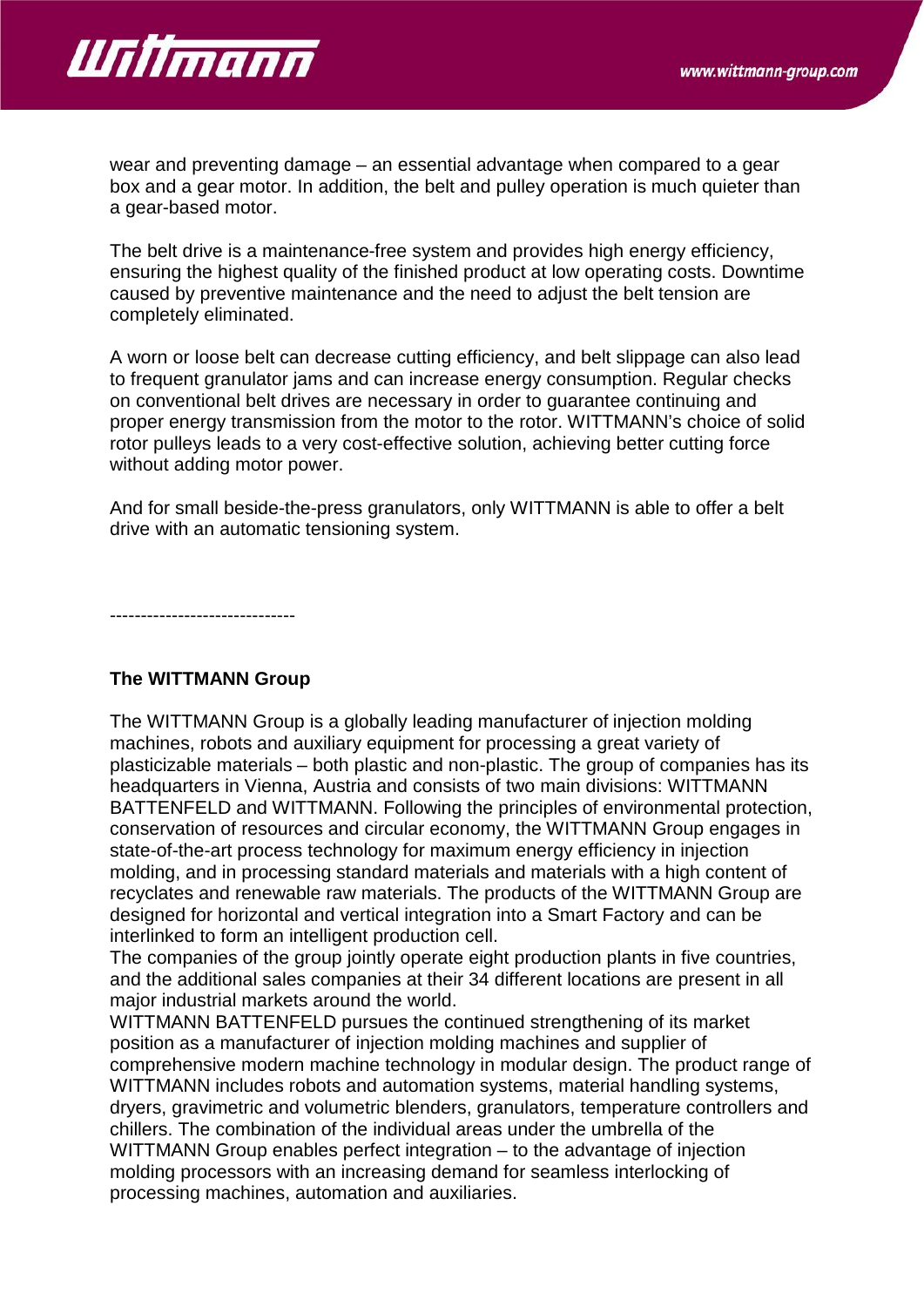wear and preventing damage – an essential advantage when compared to a gear box and a gear motor. In addition, the belt and pulley operation is much quieter than a gear-based motor.

The belt drive is a maintenance-free system and provides high energy efficiency, ensuring the highest quality of the finished product at low operating costs. Downtime caused by preventive maintenance and the need to adjust the belt tension are completely eliminated.

A worn or loose belt can decrease cutting efficiency, and belt slippage can also lead to frequent granulator jams and can increase energy consumption. Regular checks on conventional belt drives are necessary in order to guarantee continuing and proper energy transmission from the motor to the rotor. WITTMANN's choice of solid rotor pulleys leads to a very cost-effective solution, achieving better cutting force without adding motor power.

And for small beside-the-press granulators, only WITTMANN is able to offer a belt drive with an automatic tensioning system.

------------------------------

**The WITTMANN Group**

The WITTMANN Group is a globally leading manufacturer of injection molding machines, robots and auxiliary equipment for processing a great variety of plasticizable materials – both plastic and non-plastic. The group of companies has its headquarters in Vienna, Austria and consists of two main divisions: WITTMANN BATTENFELD and WITTMANN. Following the principles of environmental protection, conservation of resources and circular economy, the WITTMANN Group engages in state-of-the-art process technology for maximum energy efficiency in injection molding, and in processing standard materials and materials with a high content of recyclates and renewable raw materials. The products of the WITTMANN Group are designed for horizontal and vertical integration into a Smart Factory and can be interlinked to form an intelligent production cell.
The companies of the group jointly operate eight production plants in five countries, and the additional sales companies at their 34 different locations are present in all major industrial markets around the world.
WITTMANN BATTENFELD pursues the continued strengthening of its market position as a manufacturer of injection molding machines and supplier of comprehensive modern machine technology in modular design. The product range of WITTMANN includes robots and automation systems, material handling systems, dryers, gravimetric and volumetric blenders, granulators, temperature controllers and chillers. The combination of the individual areas under the umbrella of the WITTMANN Group enables perfect integration – to the advantage of injection molding processors with an increasing demand for seamless interlocking of processing machines, automation and auxiliaries.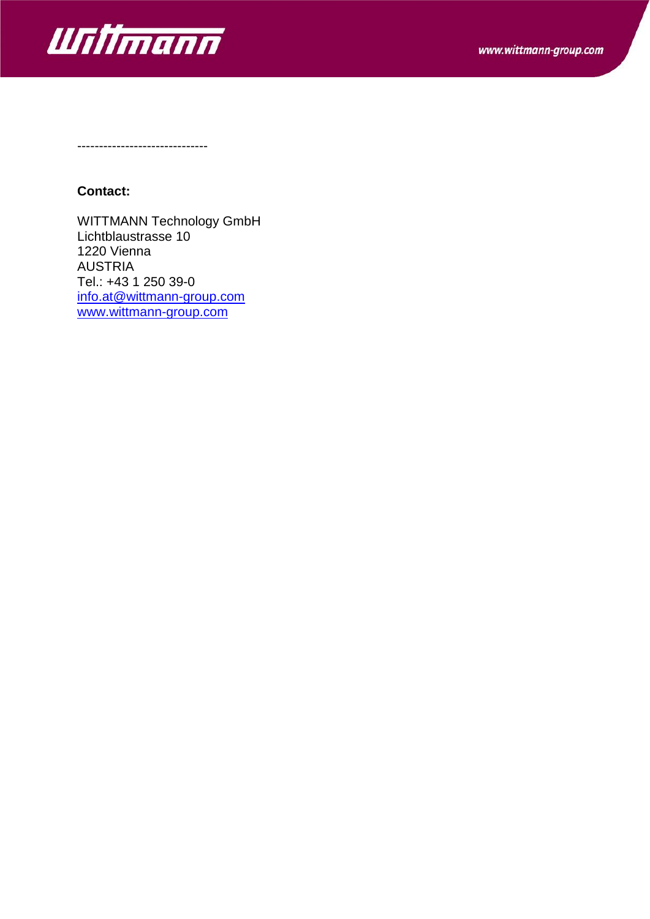------------------------------

**Contact:**

WITTMANN Technology GmbH  
Lichtblaustrasse 10  
1220 Vienna  
AUSTRIA  
Tel.: +43 1 250 39-0  
info.at@wittmann-group.com  
www.wittmann-group.com